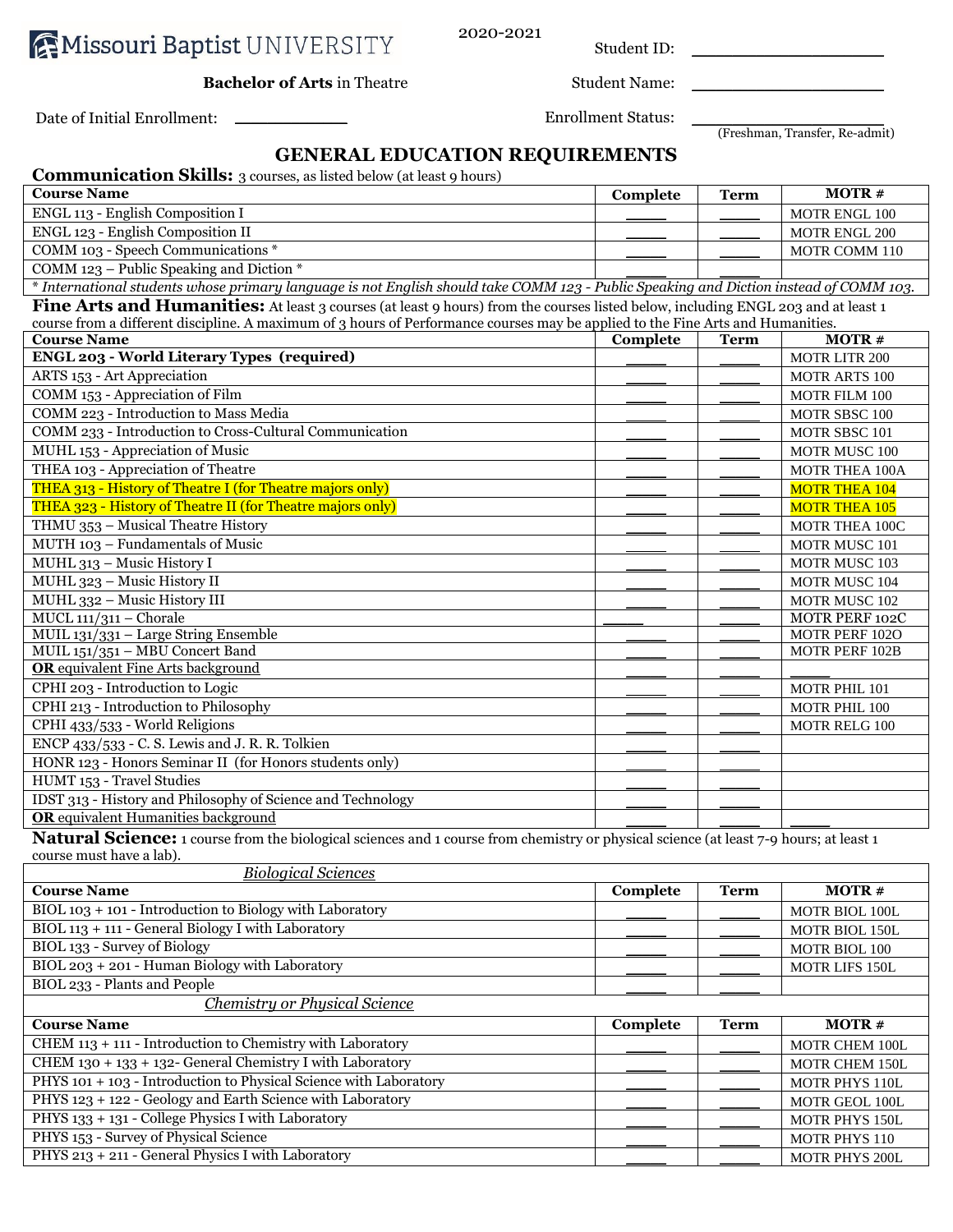Missouri Baptist UNIVERSITY

2020-2021

**Bachelor of Arts** in Theatre

Student ID: ____________________

Student Name: ____________________

Date of Initial Enrollment: ___________

Enrollment Status: ____________________ (Freshman, Transfer, Re-admit)

# GENERAL EDUCATION REQUIREMENTS

**Communication Skills:** 3 courses, as listed below (at least 9 hours)

| Course Name | Complete | Term | MOTR # |
|---|---|---|---|
| ENGL 113 - English Composition I | _____ | _____ | MOTR ENGL 100 |
| ENGL 123 - English Composition II | _____ | _____ | MOTR ENGL 200 |
| COMM 103 - Speech Communications * | _____ | _____ | MOTR COMM 110 |
| COMM 123 – Public Speaking and Diction * | _____ | _____ | |

* *International students whose primary language is not English should take COMM 123 - Public Speaking and Diction instead of COMM 103.*

**Fine Arts and Humanities:** At least 3 courses (at least 9 hours) from the courses listed below, including ENGL 203 and at least 1 course from a different discipline. A maximum of 3 hours of Performance courses may be applied to the Fine Arts and Humanities.

| Course Name | Complete | Term | MOTR # |
|---|---|---|---|
| **ENGL 203 - World Literary Types (required)** | _____ | _____ | MOTR LITR 200 |
| ARTS 153 - Art Appreciation | _____ | _____ | MOTR ARTS 100 |
| COMM 153 - Appreciation of Film | _____ | _____ | MOTR FILM 100 |
| COMM 223 - Introduction to Mass Media | _____ | _____ | MOTR SBSC 100 |
| COMM 233 - Introduction to Cross-Cultural Communication | _____ | _____ | MOTR SBSC 101 |
| MUHL 153 - Appreciation of Music | _____ | _____ | MOTR MUSC 100 |
| THEA 103 - Appreciation of Theatre | _____ | _____ | MOTR THEA 100A |
| THEA 313 - History of Theatre I (for Theatre majors only) | _____ | _____ | MOTR THEA 104 |
| THEA 323 - History of Theatre II (for Theatre majors only) | _____ | _____ | MOTR THEA 105 |
| THMU 353 – Musical Theatre History | _____ | _____ | MOTR THEA 100C |
| MUTH 103 – Fundamentals of Music | _____ | _____ | MOTR MUSC 101 |
| MUHL 313 – Music History I | _____ | _____ | MOTR MUSC 103 |
| MUHL 323 – Music History II | _____ | _____ | MOTR MUSC 104 |
| MUHL 332 – Music History III | _____ | _____ | MOTR MUSC 102 |
| MUCL 111/311 – Chorale | _____ | _____ | MOTR PERF 102C |
| MUIL 131/331 – Large String Ensemble | _____ | _____ | MOTR PERF 102O |
| MUIL 151/351 – MBU Concert Band | _____ | _____ | MOTR PERF 102B |
| **OR** equivalent Fine Arts background | _____ | _____ | _____ |
| CPHI 203 - Introduction to Logic | _____ | _____ | MOTR PHIL 101 |
| CPHI 213 - Introduction to Philosophy | _____ | _____ | MOTR PHIL 100 |
| CPHI 433/533 - World Religions | _____ | _____ | MOTR RELG 100 |
| ENCP 433/533 - C. S. Lewis and J. R. R. Tolkien | _____ | _____ | |
| HONR 123 - Honors Seminar II (for Honors students only) | _____ | _____ | |
| HUMT 153 - Travel Studies | _____ | _____ | |
| IDST 313 - History and Philosophy of Science and Technology | _____ | _____ | |
| **OR** equivalent Humanities background | _____ | _____ | _____ |

**Natural Science:** 1 course from the biological sciences and 1 course from chemistry or physical science (at least 7-9 hours; at least 1 course must have a lab).

| *Biological Sciences* | | | |
|---|---|---|---|
| **Course Name** | **Complete** | **Term** | **MOTR #** |
| BIOL 103 + 101 - Introduction to Biology with Laboratory | _____ | _____ | MOTR BIOL 100L |
| BIOL 113 + 111 - General Biology I with Laboratory | _____ | _____ | MOTR BIOL 150L |
| BIOL 133 - Survey of Biology | _____ | _____ | MOTR BIOL 100 |
| BIOL 203 + 201 - Human Biology with Laboratory | _____ | _____ | MOTR LIFS 150L |
| BIOL 233 - Plants and People | _____ | _____ | |
| *Chemistry or Physical Science* | | | |
| **Course Name** | **Complete** | **Term** | **MOTR #** |
| CHEM 113 + 111 - Introduction to Chemistry with Laboratory | _____ | _____ | MOTR CHEM 100L |
| CHEM 130 + 133 + 132- General Chemistry I with Laboratory | _____ | _____ | MOTR CHEM 150L |
| PHYS 101 + 103 - Introduction to Physical Science with Laboratory | _____ | _____ | MOTR PHYS 110L |
| PHYS 123 + 122 - Geology and Earth Science with Laboratory | _____ | _____ | MOTR GEOL 100L |
| PHYS 133 + 131 - College Physics I with Laboratory | _____ | _____ | MOTR PHYS 150L |
| PHYS 153 - Survey of Physical Science | _____ | _____ | MOTR PHYS 110 |
| PHYS 213 + 211 - General Physics I with Laboratory | _____ | _____ | MOTR PHYS 200L |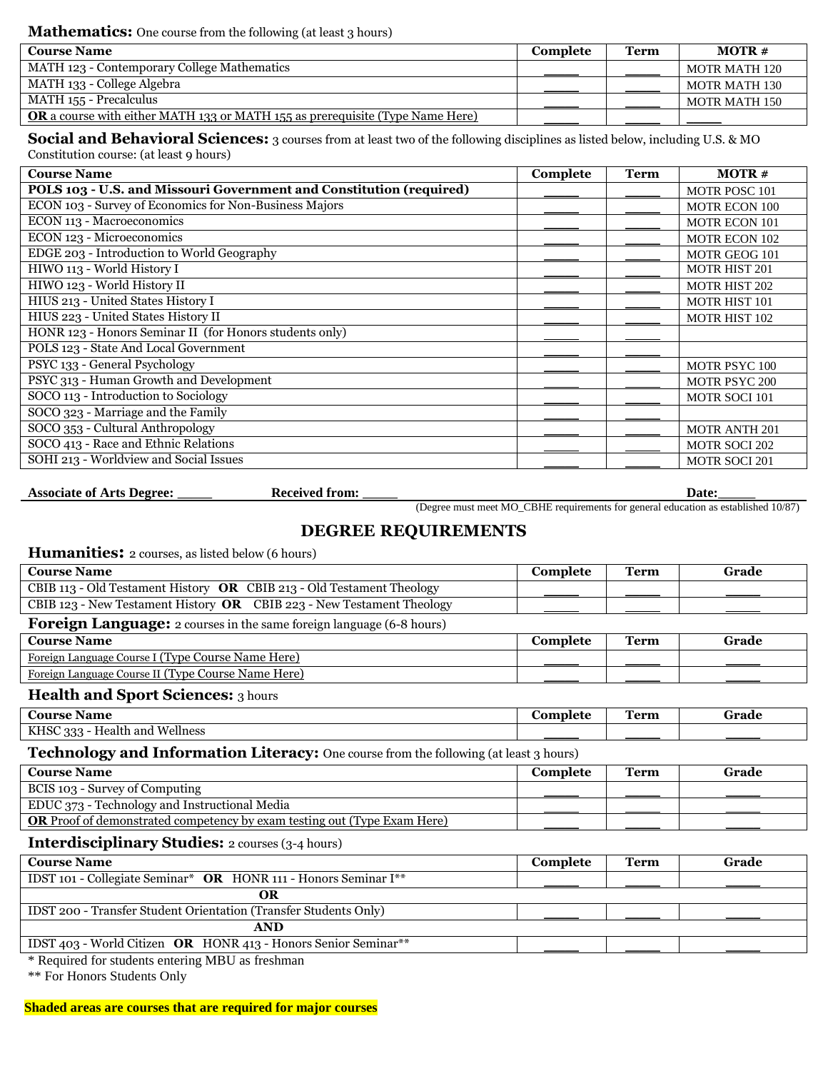**Mathematics:** One course from the following (at least 3 hours)

| Course Name | Complete | Term | MOTR # |
|---|---|---|---|
| MATH 123 - Contemporary College Mathematics | ____ | ____ | MOTR MATH 120 |
| MATH 133 - College Algebra | ____ | ____ | MOTR MATH 130 |
| MATH 155 - Precalculus | ____ | ____ | MOTR MATH 150 |
| **OR** a course with either MATH 133 or MATH 155 as prerequisite (Type Name Here) | ____ | ____ | ____ |

**Social and Behavioral Sciences:** 3 courses from at least two of the following disciplines as listed below, including U.S. & MO Constitution course: (at least 9 hours)

| Course Name | Complete | Term | MOTR # |
|---|---|---|---|
| **POLS 103 - U.S. and Missouri Government and Constitution (required)** | ____ | ____ | MOTR POSC 101 |
| ECON 103 - Survey of Economics for Non-Business Majors | ____ | ____ | MOTR ECON 100 |
| ECON 113 - Macroeconomics | ____ | ____ | MOTR ECON 101 |
| ECON 123 - Microeconomics | ____ | ____ | MOTR ECON 102 |
| EDGE 203 - Introduction to World Geography | ____ | ____ | MOTR GEOG 101 |
| HIWO 113 - World History I | ____ | ____ | MOTR HIST 201 |
| HIWO 123 - World History II | ____ | ____ | MOTR HIST 202 |
| HIUS 213 - United States History I | ____ | ____ | MOTR HIST 101 |
| HIUS 223 - United States History II | ____ | ____ | MOTR HIST 102 |
| HONR 123 - Honors Seminar II (for Honors students only) | ____ | ____ | |
| POLS 123 - State And Local Government | ____ | ____ | |
| PSYC 133 - General Psychology | ____ | ____ | MOTR PSYC 100 |
| PSYC 313 - Human Growth and Development | ____ | ____ | MOTR PSYC 200 |
| SOCO 113 - Introduction to Sociology | ____ | ____ | MOTR SOCI 101 |
| SOCO 323 - Marriage and the Family | ____ | ____ | |
| SOCO 353 - Cultural Anthropology | ____ | ____ | MOTR ANTH 201 |
| SOCO 413 - Race and Ethnic Relations | ____ | ____ | MOTR SOCI 202 |
| SOHI 213 - Worldview and Social Issues | ____ | ____ | MOTR SOCI 201 |

**Associate of Arts Degree:** ____ **Received from:** ____ **Date:**____

(Degree must meet MO_CBHE requirements for general education as established 10/87)

## DEGREE REQUIREMENTS

**Humanities:** 2 courses, as listed below (6 hours)

| Course Name | Complete | Term | Grade |
|---|---|---|---|
| CBIB 113 - Old Testament History **OR** CBIB 213 - Old Testament Theology | ____ | ____ | ____ |
| CBIB 123 - New Testament History **OR** CBIB 223 - New Testament Theology | ____ | ____ | ____ |

**Foreign Language:** 2 courses in the same foreign language (6-8 hours)

| Course Name | Complete | Term | Grade |
|---|---|---|---|
| Foreign Language Course I (Type Course Name Here) | ____ | ____ | ____ |
| Foreign Language Course II (Type Course Name Here) | ____ | ____ | ____ |

**Health and Sport Sciences:** 3 hours

| Course Name | Complete | Term | Grade |
|---|---|---|---|
| KHSC 333 - Health and Wellness | ____ | ____ | ____ |

**Technology and Information Literacy:** One course from the following (at least 3 hours)

| Course Name | Complete | Term | Grade |
|---|---|---|---|
| BCIS 103 - Survey of Computing | ____ | ____ | ____ |
| EDUC 373 - Technology and Instructional Media | ____ | ____ | ____ |
| **OR** Proof of demonstrated competency by exam testing out (Type Exam Here) | ____ | ____ | ____ |

**Interdisciplinary Studies:** 2 courses (3-4 hours)

| Course Name | Complete | Term | Grade |
|---|---|---|---|
| IDST 101 - Collegiate Seminar* **OR** HONR 111 - Honors Seminar I** | ____ | ____ | ____ |
| **OR** | | | |
| IDST 200 - Transfer Student Orientation (Transfer Students Only) | ____ | ____ | ____ |
| **AND** | | | |
| IDST 403 - World Citizen **OR** HONR 413 - Honors Senior Seminar** | ____ | ____ | ____ |

* Required for students entering MBU as freshman

** For Honors Students Only

**Shaded areas are courses that are required for major courses**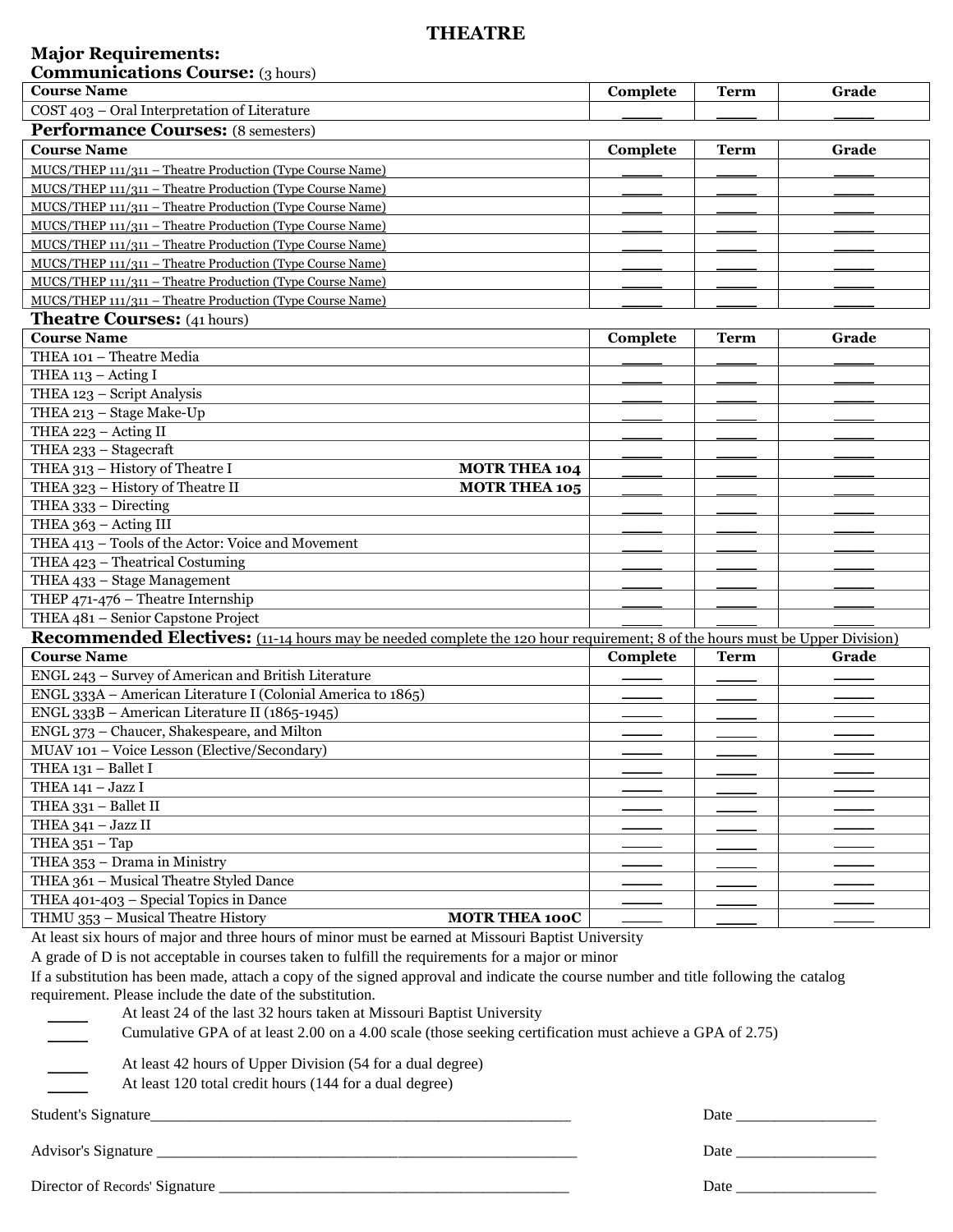# THEATRE

## Major Requirements:

### Communications Course: (3 hours)

| Course Name | Complete | Term | Grade |
|---|---|---|---|
| COST 403 – Oral Interpretation of Literature | ____ | ____ | ____ |

### Performance Courses: (8 semesters)

| Course Name | Complete | Term | Grade |
|---|---|---|---|
| MUCS/THEP 111/311 – Theatre Production (Type Course Name) | ____ | ____ | ____ |
| MUCS/THEP 111/311 – Theatre Production (Type Course Name) | ____ | ____ | ____ |
| MUCS/THEP 111/311 – Theatre Production (Type Course Name) | ____ | ____ | ____ |
| MUCS/THEP 111/311 – Theatre Production (Type Course Name) | ____ | ____ | ____ |
| MUCS/THEP 111/311 – Theatre Production (Type Course Name) | ____ | ____ | ____ |
| MUCS/THEP 111/311 – Theatre Production (Type Course Name) | ____ | ____ | ____ |
| MUCS/THEP 111/311 – Theatre Production (Type Course Name) | ____ | ____ | ____ |
| MUCS/THEP 111/311 – Theatre Production (Type Course Name) | ____ | ____ | ____ |

### Theatre Courses: (41 hours)

| Course Name | Complete | Term | Grade |
|---|---|---|---|
| THEA 101 – Theatre Media | ____ | ____ | ____ |
| THEA 113 – Acting I | ____ | ____ | ____ |
| THEA 123 – Script Analysis | ____ | ____ | ____ |
| THEA 213 – Stage Make-Up | ____ | ____ | ____ |
| THEA 223 – Acting II | ____ | ____ | ____ |
| THEA 233 – Stagecraft | ____ | ____ | ____ |
| THEA 313 – History of Theatre I **MOTR THEA 104** | ____ | ____ | ____ |
| THEA 323 – History of Theatre II **MOTR THEA 105** | ____ | ____ | ____ |
| THEA 333 – Directing | ____ | ____ | ____ |
| THEA 363 – Acting III | ____ | ____ | ____ |
| THEA 413 – Tools of the Actor: Voice and Movement | ____ | ____ | ____ |
| THEA 423 – Theatrical Costuming | ____ | ____ | ____ |
| THEA 433 – Stage Management | ____ | ____ | ____ |
| THEP 471-476 – Theatre Internship | ____ | ____ | ____ |
| THEA 481 – Senior Capstone Project | ____ | ____ | ____ |

### Recommended Electives: (11-14 hours may be needed complete the 120 hour requirement; 8 of the hours must be Upper Division)

| Course Name | Complete | Term | Grade |
|---|---|---|---|
| ENGL 243 – Survey of American and British Literature | ____ | ____ | ____ |
| ENGL 333A – American Literature I (Colonial America to 1865) | ____ | ____ | ____ |
| ENGL 333B – American Literature II (1865-1945) | ____ | ____ | ____ |
| ENGL 373 – Chaucer, Shakespeare, and Milton | ____ | ____ | ____ |
| MUAV 101 – Voice Lesson (Elective/Secondary) | ____ | ____ | ____ |
| THEA 131 – Ballet I | ____ | ____ | ____ |
| THEA 141 – Jazz I | ____ | ____ | ____ |
| THEA 331 – Ballet II | ____ | ____ | ____ |
| THEA 341 – Jazz II | ____ | ____ | ____ |
| THEA 351 – Tap | ____ | ____ | ____ |
| THEA 353 – Drama in Ministry | ____ | ____ | ____ |
| THEA 361 – Musical Theatre Styled Dance | ____ | ____ | ____ |
| THEA 401-403 – Special Topics in Dance | ____ | ____ | ____ |
| THMU 353 – Musical Theatre History **MOTR THEA 100C** | ____ | ____ | ____ |

At least six hours of major and three hours of minor must be earned at Missouri Baptist University

A grade of D is not acceptable in courses taken to fulfill the requirements for a major or minor

If a substitution has been made, attach a copy of the signed approval and indicate the course number and title following the catalog requirement. Please include the date of the substitution.

____ At least 24 of the last 32 hours taken at Missouri Baptist University

____ Cumulative GPA of at least 2.00 on a 4.00 scale (those seeking certification must achieve a GPA of 2.75)

____ At least 42 hours of Upper Division (54 for a dual degree)

____ At least 120 total credit hours (144 for a dual degree)

Student's Signature_____________________________________________________ Date _________________

Advisor's Signature _____________________________________________________ Date _________________

Director of Records' Signature ____________________________________________ Date _________________